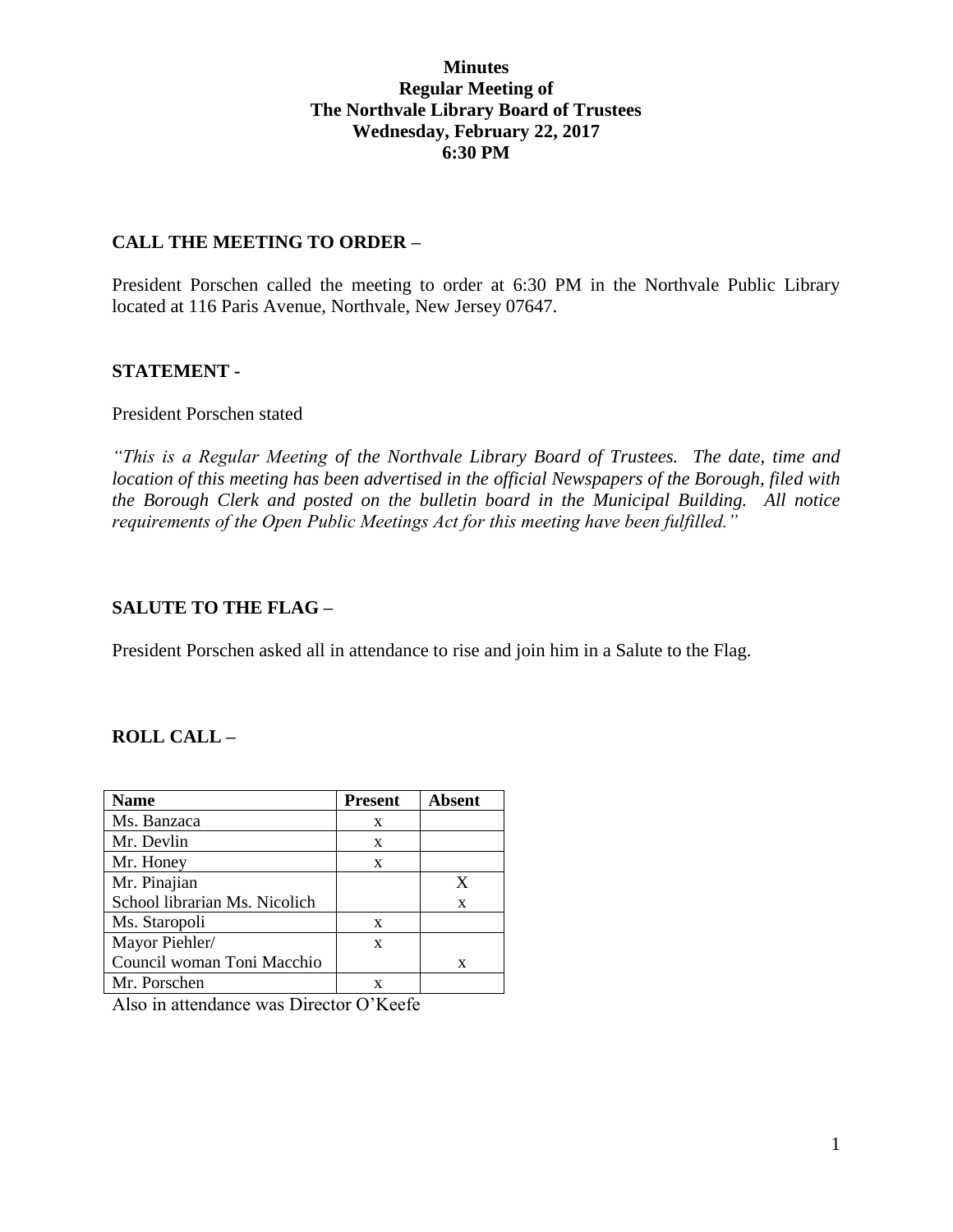**Minutes**
**Regular Meeting of**
**The Northvale Library Board of Trustees**
**Wednesday, February 22, 2017**
**6:30 PM**

## CALL THE MEETING TO ORDER –

President Porschen called the meeting to order at 6:30 PM in the Northvale Public Library located at 116 Paris Avenue, Northvale, New Jersey 07647.

## STATEMENT -

President Porschen stated

*"This is a Regular Meeting of the Northvale Library Board of Trustees. The date, time and location of this meeting has been advertised in the official Newspapers of the Borough, filed with the Borough Clerk and posted on the bulletin board in the Municipal Building. All notice requirements of the Open Public Meetings Act for this meeting have been fulfilled."*

## SALUTE TO THE FLAG –

President Porschen asked all in attendance to rise and join him in a Salute to the Flag.

## ROLL CALL –

| Name | Present | Absent |
|---|---|---|
| Ms. Banzaca | x | |
| Mr. Devlin | x | |
| Mr. Honey | x | |
| Mr. Pinajian | | X |
| School librarian Ms. Nicolich | | x |
| Ms. Staropoli | x | |
| Mayor Piehler/ | x | |
| Council woman Toni Macchio | | x |
| Mr. Porschen | x | |

Also in attendance was Director O'Keefe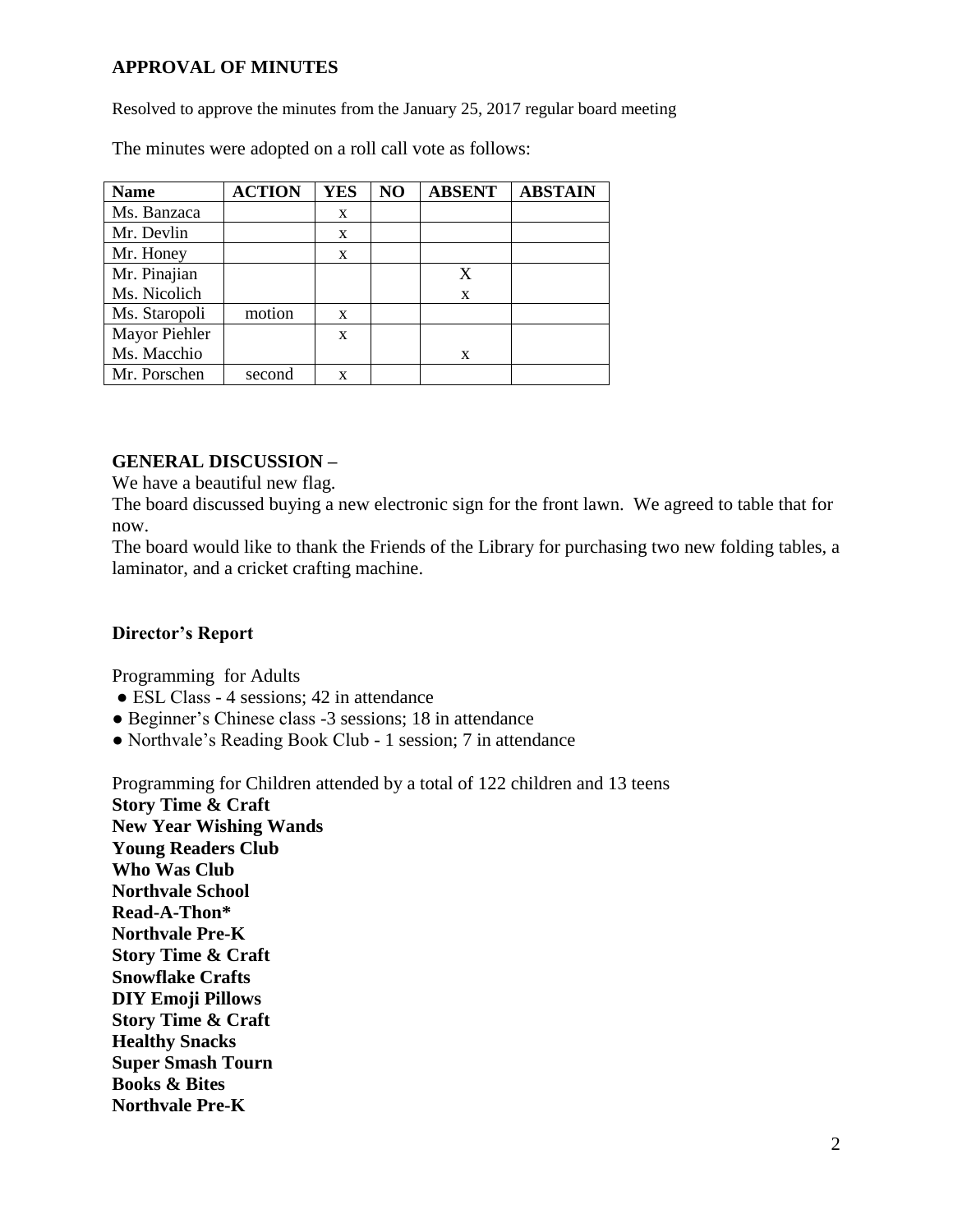## APPROVAL OF MINUTES

Resolved to approve the minutes from the January 25, 2017 regular board meeting

The minutes were adopted on a roll call vote as follows:

| Name | ACTION | YES | NO | ABSENT | ABSTAIN |
|---|---|---|---|---|---|
| Ms. Banzaca | | x | | | |
| Mr. Devlin | | x | | | |
| Mr. Honey | | x | | | |
| Mr. Pinajian | | | | X | |
| Ms. Nicolich | | | | x | |
| Ms. Staropoli | motion | x | | | |
| Mayor Piehler | | x | | | |
| Ms. Macchio | | | | x | |
| Mr. Porschen | second | x | | | |

## GENERAL DISCUSSION –

We have a beautiful new flag.

The board discussed buying a new electronic sign for the front lawn. We agreed to table that for now.

The board would like to thank the Friends of the Library for purchasing two new folding tables, a laminator, and a cricket crafting machine.

## Director's Report

Programming for Adults

- ESL Class - 4 sessions; 42 in attendance
- Beginner's Chinese class -3 sessions; 18 in attendance
- Northvale's Reading Book Club - 1 session; 7 in attendance

Programming for Children attended by a total of 122 children and 13 teens

**Story Time & Craft**
**New Year Wishing Wands**
**Young Readers Club**
**Who Was Club**
**Northvale School**
**Read-A-Thon***
**Northvale Pre-K**
**Story Time & Craft**
**Snowflake Crafts**
**DIY Emoji Pillows**
**Story Time & Craft**
**Healthy Snacks**
**Super Smash Tourn**
**Books & Bites**
**Northvale Pre-K**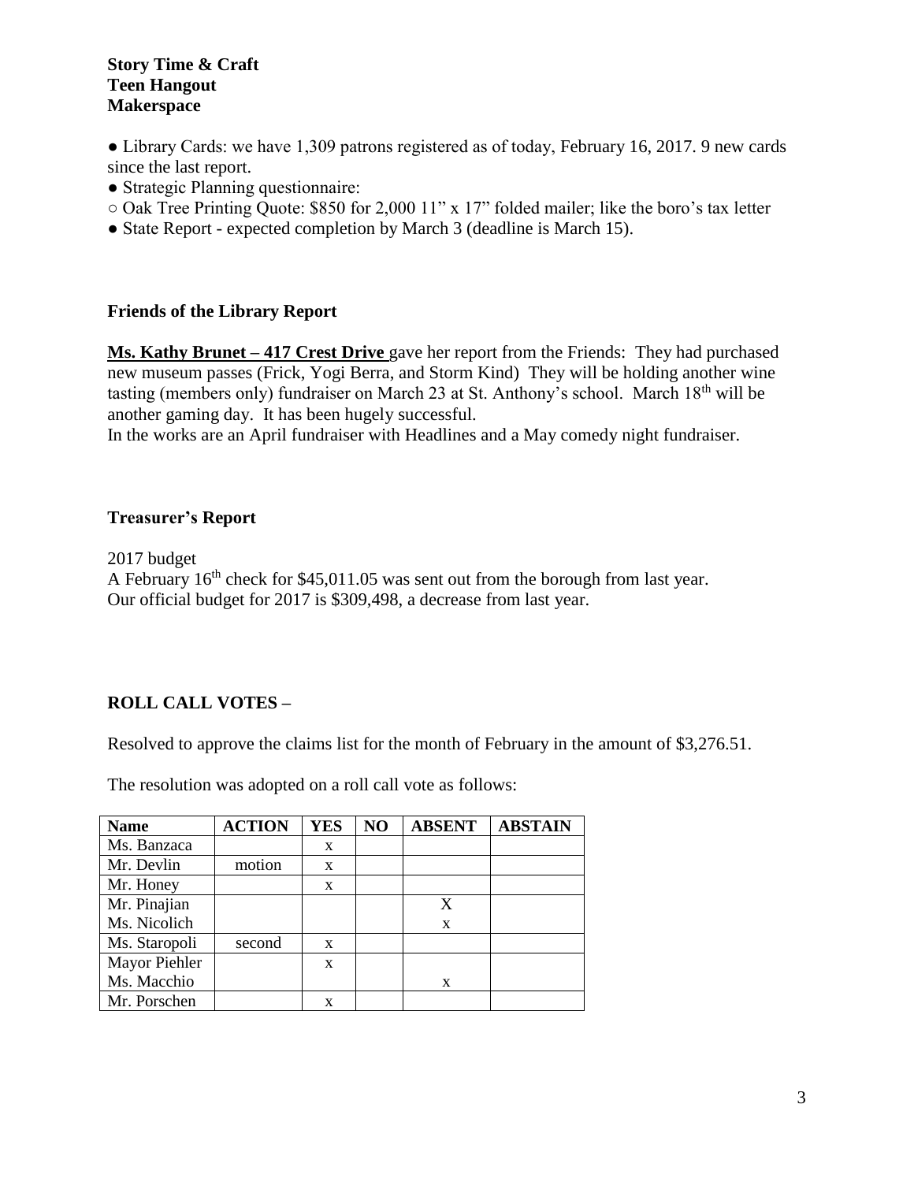**Story Time & Craft**
**Teen Hangout**
**Makerspace**

● Library Cards: we have 1,309 patrons registered as of today, February 16, 2017. 9 new cards since the last report.
● Strategic Planning questionnaire:
○ Oak Tree Printing Quote: $850 for 2,000 11" x 17" folded mailer; like the boro's tax letter
● State Report - expected completion by March 3 (deadline is March 15).

### Friends of the Library Report

**Ms. Kathy Brunet – 417 Crest Drive** gave her report from the Friends: They had purchased new museum passes (Frick, Yogi Berra, and Storm Kind) They will be holding another wine tasting (members only) fundraiser on March 23 at St. Anthony's school. March 18th will be another gaming day. It has been hugely successful.
In the works are an April fundraiser with Headlines and a May comedy night fundraiser.

### Treasurer's Report

2017 budget
A February 16th check for $45,011.05 was sent out from the borough from last year.
Our official budget for 2017 is $309,498, a decrease from last year.

### ROLL CALL VOTES –

Resolved to approve the claims list for the month of February in the amount of $3,276.51.

The resolution was adopted on a roll call vote as follows:

| Name | ACTION | YES | NO | ABSENT | ABSTAIN |
|---|---|---|---|---|---|
| Ms. Banzaca | | x | | | |
| Mr. Devlin | motion | x | | | |
| Mr. Honey | | x | | | |
| Mr. Pinajian | | | | X | |
| Ms. Nicolich | | | | x | |
| Ms. Staropoli | second | x | | | |
| Mayor Piehler | | x | | | |
| Ms. Macchio | | | | x | |
| Mr. Porschen | | x | | | |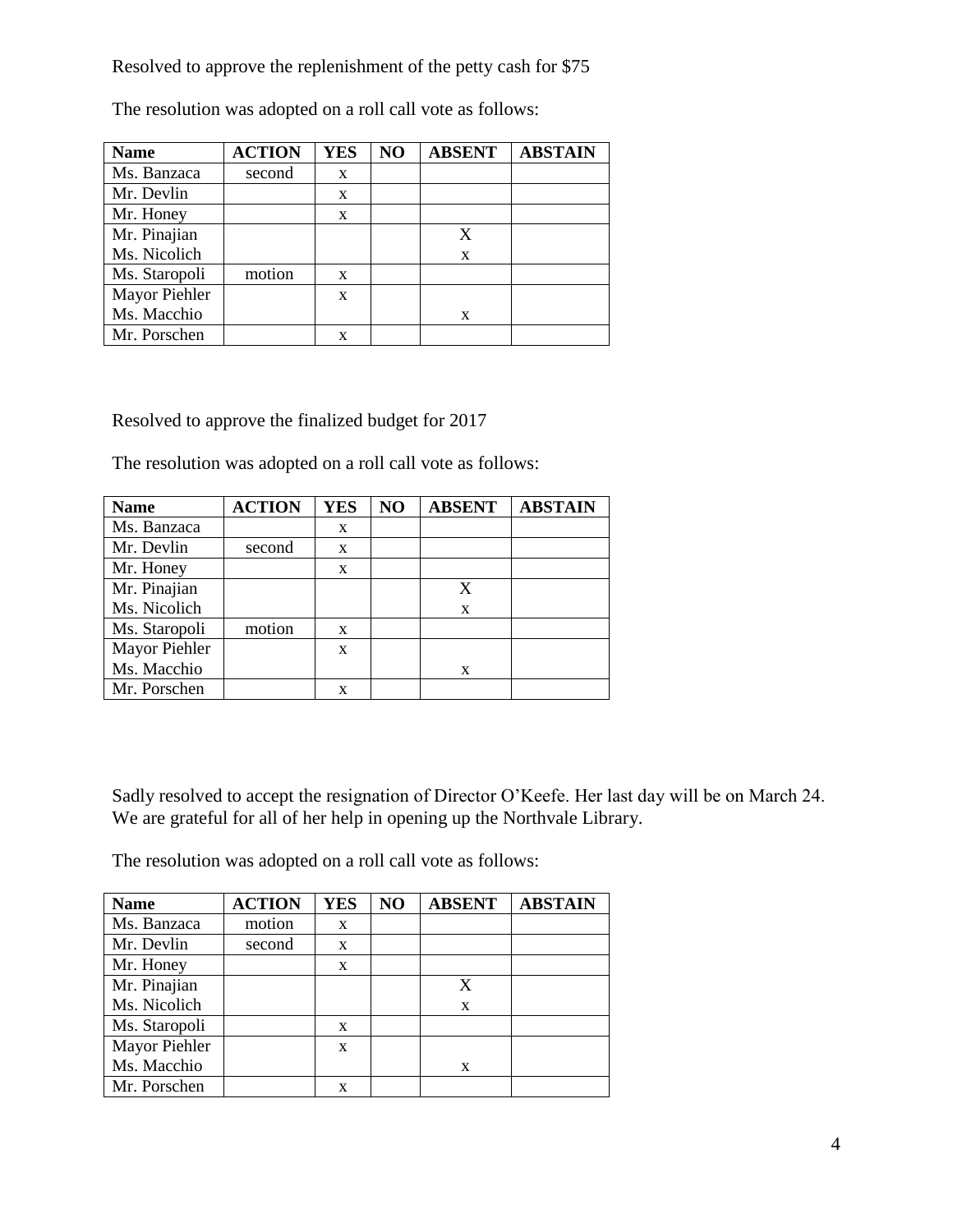Resolved to approve the replenishment of the petty cash for $75

The resolution was adopted on a roll call vote as follows:

| Name | ACTION | YES | NO | ABSENT | ABSTAIN |
|---|---|---|---|---|---|
| Ms. Banzaca | second | x | | | |
| Mr. Devlin | | x | | | |
| Mr. Honey | | x | | | |
| Mr. Pinajian | | | | X | |
| Ms. Nicolich | | | | x | |
| Ms. Staropoli | motion | x | | | |
| Mayor Piehler | | x | | | |
| Ms. Macchio | | | | x | |
| Mr. Porschen | | x | | | |

Resolved to approve the finalized budget for 2017

The resolution was adopted on a roll call vote as follows:

| Name | ACTION | YES | NO | ABSENT | ABSTAIN |
|---|---|---|---|---|---|
| Ms. Banzaca | | x | | | |
| Mr. Devlin | second | x | | | |
| Mr. Honey | | x | | | |
| Mr. Pinajian | | | | X | |
| Ms. Nicolich | | | | x | |
| Ms. Staropoli | motion | x | | | |
| Mayor Piehler | | x | | | |
| Ms. Macchio | | | | x | |
| Mr. Porschen | | x | | | |

Sadly resolved to accept the resignation of Director O'Keefe. Her last day will be on March 24. We are grateful for all of her help in opening up the Northvale Library.

The resolution was adopted on a roll call vote as follows:

| Name | ACTION | YES | NO | ABSENT | ABSTAIN |
|---|---|---|---|---|---|
| Ms. Banzaca | motion | x | | | |
| Mr. Devlin | second | x | | | |
| Mr. Honey | | x | | | |
| Mr. Pinajian | | | | X | |
| Ms. Nicolich | | | | x | |
| Ms. Staropoli | | x | | | |
| Mayor Piehler | | x | | | |
| Ms. Macchio | | | | x | |
| Mr. Porschen | | x | | | |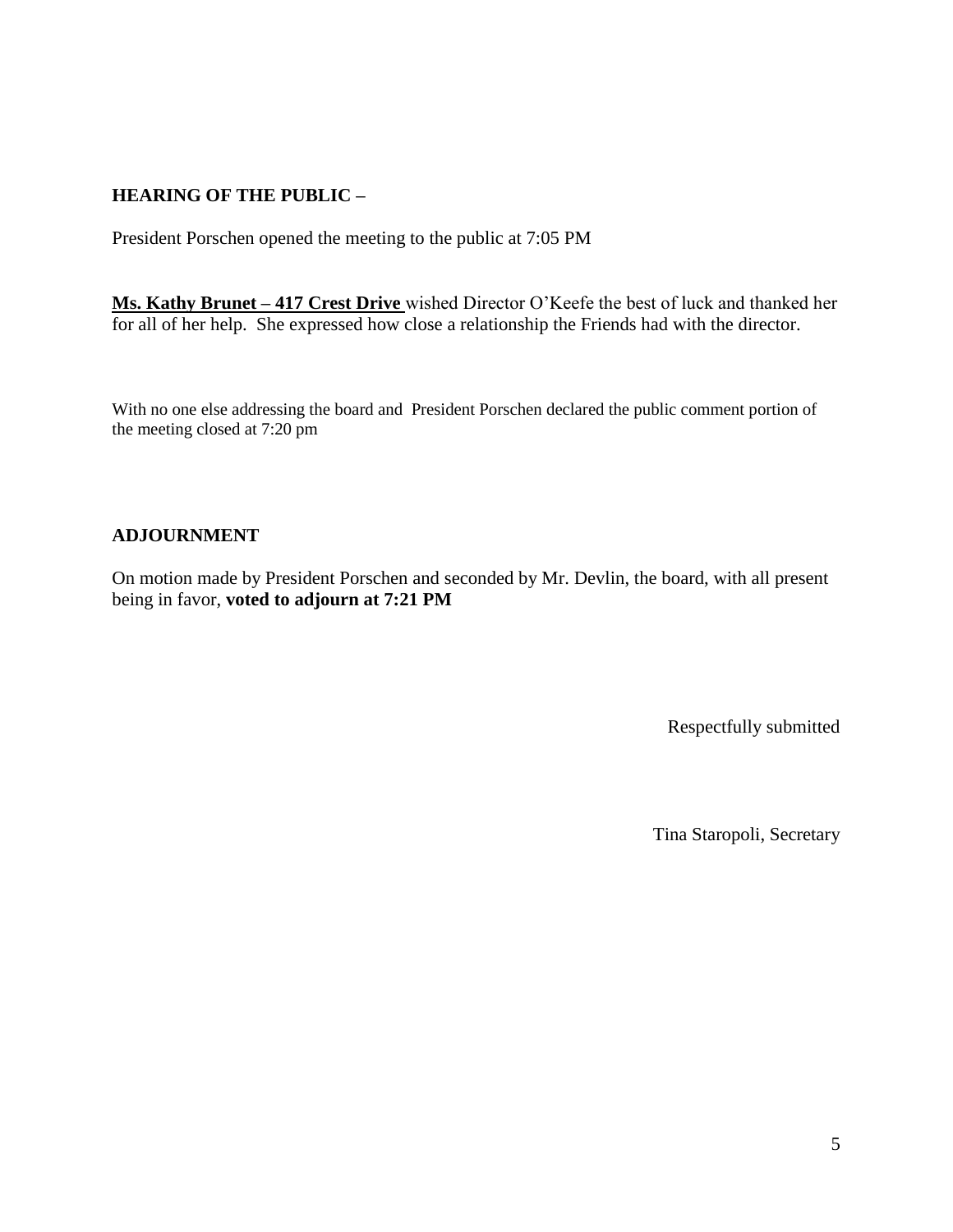## HEARING OF THE PUBLIC –

President Porschen opened the meeting to the public at 7:05 PM

**Ms. Kathy Brunet – 417 Crest Drive** wished Director O'Keefe the best of luck and thanked her for all of her help. She expressed how close a relationship the Friends had with the director.

With no one else addressing the board and President Porschen declared the public comment portion of the meeting closed at 7:20 pm

## ADJOURNMENT

On motion made by President Porschen and seconded by Mr. Devlin, the board, with all present being in favor, **voted to adjourn at 7:21 PM**

Respectfully submitted

Tina Staropoli, Secretary